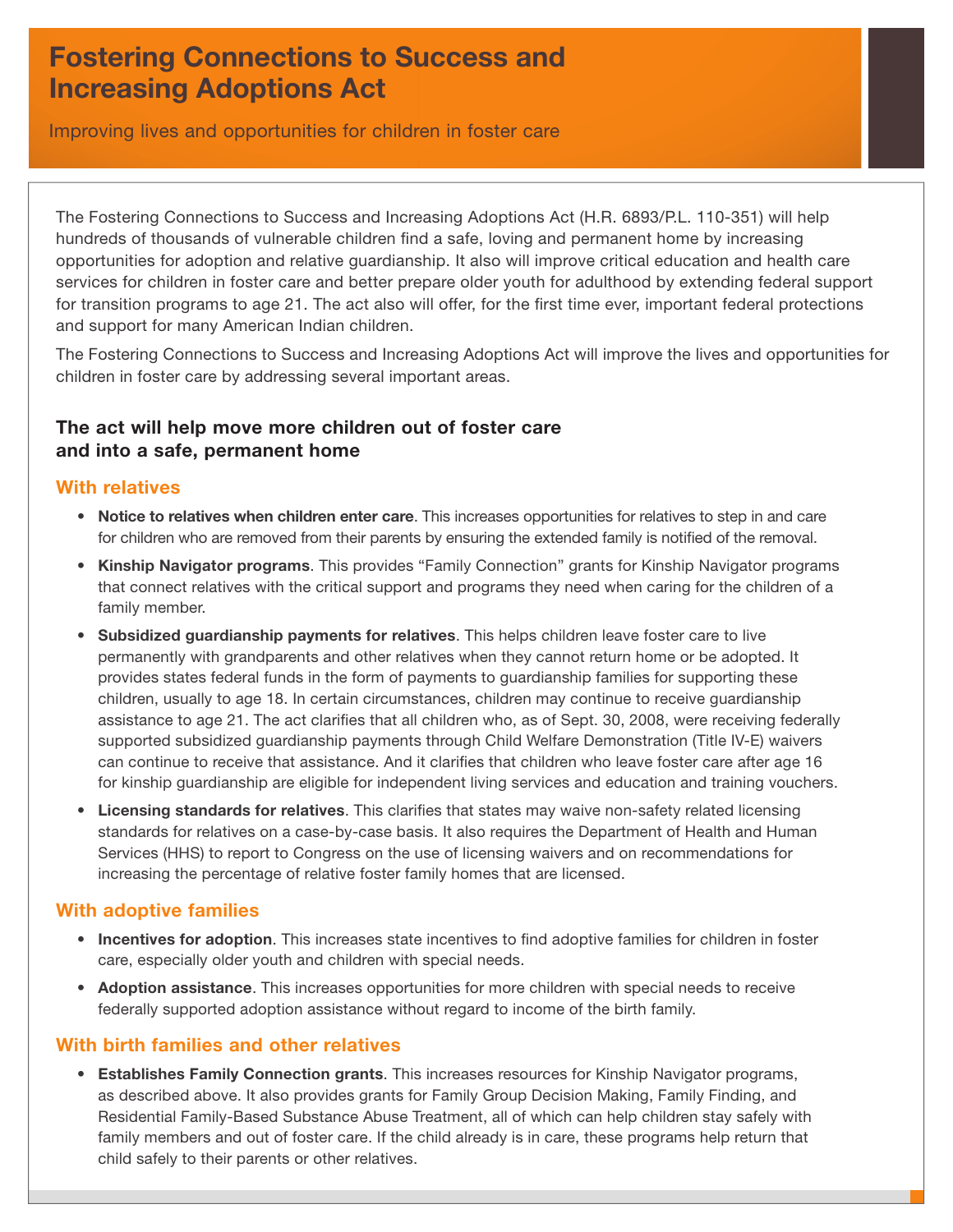# Fostering Connections to Success and Increasing Adoptions Act

Improving lives and opportunities for children in foster care

The Fostering Connections to Success and Increasing Adoptions Act (H.R. 6893/P.L. 110-351) will help hundreds of thousands of vulnerable children find a safe, loving and permanent home by increasing opportunities for adoption and relative guardianship. It also will improve critical education and health care services for children in foster care and better prepare older youth for adulthood by extending federal support for transition programs to age 21. The act also will offer, for the first time ever, important federal protections and support for many American Indian children.

The Fostering Connections to Success and Increasing Adoptions Act will improve the lives and opportunities for children in foster care by addressing several important areas.

## The act will help move more children out of foster care and into a safe, permanent home

### With relatives

- **Notice to relatives when children enter care**. This increases opportunities for relatives to step in and care for children who are removed from their parents by ensuring the extended family is notified of the removal.
- **Kinship Navigator programs**. This provides "Family Connection" grants for Kinship Navigator programs that connect relatives with the critical support and programs they need when caring for the children of a family member.
- **Subsidized guardianship payments for relatives**. This helps children leave foster care to live permanently with grandparents and other relatives when they cannot return home or be adopted. It provides states federal funds in the form of payments to guardianship families for supporting these children, usually to age 18. In certain circumstances, children may continue to receive guardianship assistance to age 21. The act clarifies that all children who, as of Sept. 30, 2008, were receiving federally supported subsidized guardianship payments through Child Welfare Demonstration (Title IV-E) waivers can continue to receive that assistance. And it clarifies that children who leave foster care after age 16 for kinship guardianship are eligible for independent living services and education and training vouchers.
- **Licensing standards for relatives**. This clarifies that states may waive non-safety related licensing standards for relatives on a case-by-case basis. It also requires the Department of Health and Human Services (HHS) to report to Congress on the use of licensing waivers and on recommendations for increasing the percentage of relative foster family homes that are licensed.

### With adoptive families

- **Incentives for adoption**. This increases state incentives to find adoptive families for children in foster care, especially older youth and children with special needs.
- **Adoption assistance**. This increases opportunities for more children with special needs to receive federally supported adoption assistance without regard to income of the birth family.

### With birth families and other relatives

- **Establishes Family Connection grants**. This increases resources for Kinship Navigator programs, as described above. It also provides grants for Family Group Decision Making, Family Finding, and Residential Family-Based Substance Abuse Treatment, all of which can help children stay safely with family members and out of foster care. If the child already is in care, these programs help return that child safely to their parents or other relatives.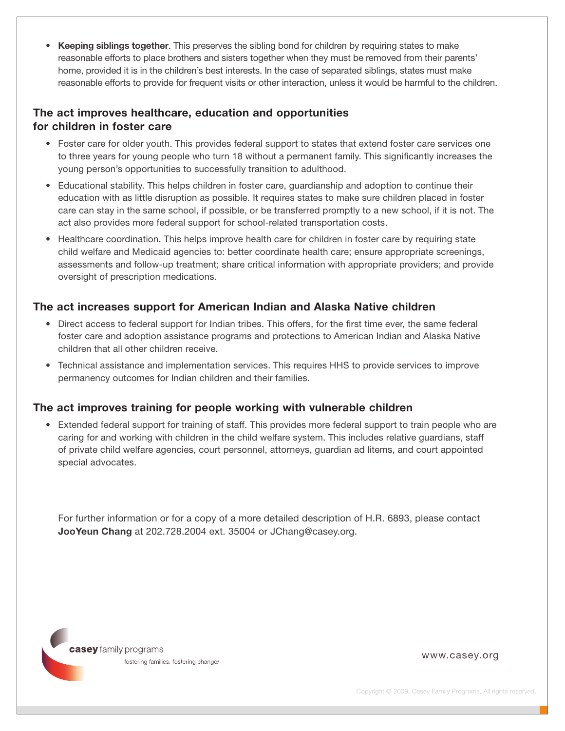- **Keeping siblings together**. This preserves the sibling bond for children by requiring states to make reasonable efforts to place brothers and sisters together when they must be removed from their parents' home, provided it is in the children's best interests. In the case of separated siblings, states must make reasonable efforts to provide for frequent visits or other interaction, unless it would be harmful to the children.

## The act improves healthcare, education and opportunities for children in foster care

- Foster care for older youth. This provides federal support to states that extend foster care services one to three years for young people who turn 18 without a permanent family. This significantly increases the young person's opportunities to successfully transition to adulthood.
- Educational stability. This helps children in foster care, guardianship and adoption to continue their education with as little disruption as possible. It requires states to make sure children placed in foster care can stay in the same school, if possible, or be transferred promptly to a new school, if it is not. The act also provides more federal support for school-related transportation costs.
- Healthcare coordination. This helps improve health care for children in foster care by requiring state child welfare and Medicaid agencies to: better coordinate health care; ensure appropriate screenings, assessments and follow-up treatment; share critical information with appropriate providers; and provide oversight of prescription medications.

## The act increases support for American Indian and Alaska Native children

- Direct access to federal support for Indian tribes. This offers, for the first time ever, the same federal foster care and adoption assistance programs and protections to American Indian and Alaska Native children that all other children receive.
- Technical assistance and implementation services. This requires HHS to provide services to improve permanency outcomes for Indian children and their families.

## The act improves training for people working with vulnerable children

- Extended federal support for training of staff. This provides more federal support to train people who are caring for and working with children in the child welfare system. This includes relative guardians, staff of private child welfare agencies, court personnel, attorneys, guardian ad litems, and court appointed special advocates.

For further information or for a copy of a more detailed description of H.R. 6893, please contact **JooYeun Chang** at 202.728.2004 ext. 35004 or JChang@casey.org.

**casey** family programs
fostering families. fostering change®

www.casey.org

Copyright © 2009, Casey Family Programs. All rights reserved.